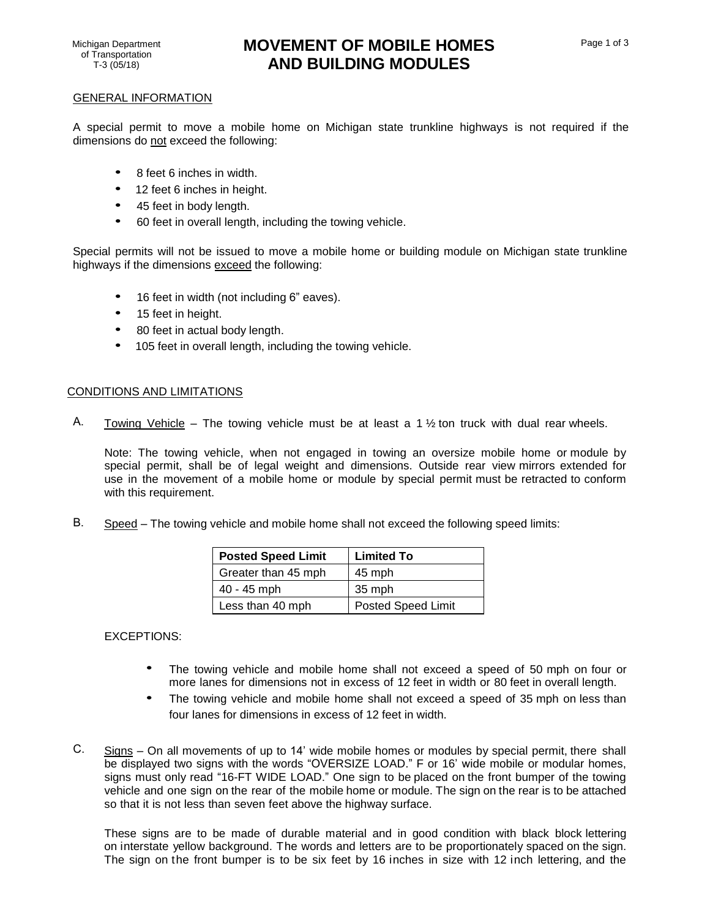Michigan Department of Transportation
T-3 (05/18)

# MOVEMENT OF MOBILE HOMES AND BUILDING MODULES

## GENERAL INFORMATION

A special permit to move a mobile home on Michigan state trunkline highways is not required if the dimensions do not exceed the following:

- 8 feet 6 inches in width.
- 12 feet 6 inches in height.
- 45 feet in body length.
- 60 feet in overall length, including the towing vehicle.

Special permits will not be issued to move a mobile home or building module on Michigan state trunkline highways if the dimensions exceed the following:

- 16 feet in width (not including 6" eaves).
- 15 feet in height.
- 80 feet in actual body length.
- 105 feet in overall length, including the towing vehicle.

## CONDITIONS AND LIMITATIONS

A. Towing Vehicle – The towing vehicle must be at least a 1 ½ ton truck with dual rear wheels.

Note: The towing vehicle, when not engaged in towing an oversize mobile home or module by special permit, shall be of legal weight and dimensions. Outside rear view mirrors extended for use in the movement of a mobile home or module by special permit must be retracted to conform with this requirement.

B. Speed – The towing vehicle and mobile home shall not exceed the following speed limits:

| Posted Speed Limit | Limited To |
|---|---|
| Greater than 45 mph | 45 mph |
| 40 - 45 mph | 35 mph |
| Less than 40 mph | Posted Speed Limit |

EXCEPTIONS:

- The towing vehicle and mobile home shall not exceed a speed of 50 mph on four or more lanes for dimensions not in excess of 12 feet in width or 80 feet in overall length.
- The towing vehicle and mobile home shall not exceed a speed of 35 mph on less than four lanes for dimensions in excess of 12 feet in width.

C. Signs – On all movements of up to 14' wide mobile homes or modules by special permit, there shall be displayed two signs with the words "OVERSIZE LOAD." F or 16' wide mobile or modular homes, signs must only read "16-FT WIDE LOAD." One sign to be placed on the front bumper of the towing vehicle and one sign on the rear of the mobile home or module. The sign on the rear is to be attached so that it is not less than seven feet above the highway surface.

These signs are to be made of durable material and in good condition with black block lettering on interstate yellow background. The words and letters are to be proportionately spaced on the sign. The sign on the front bumper is to be six feet by 16 inches in size with 12 inch lettering, and the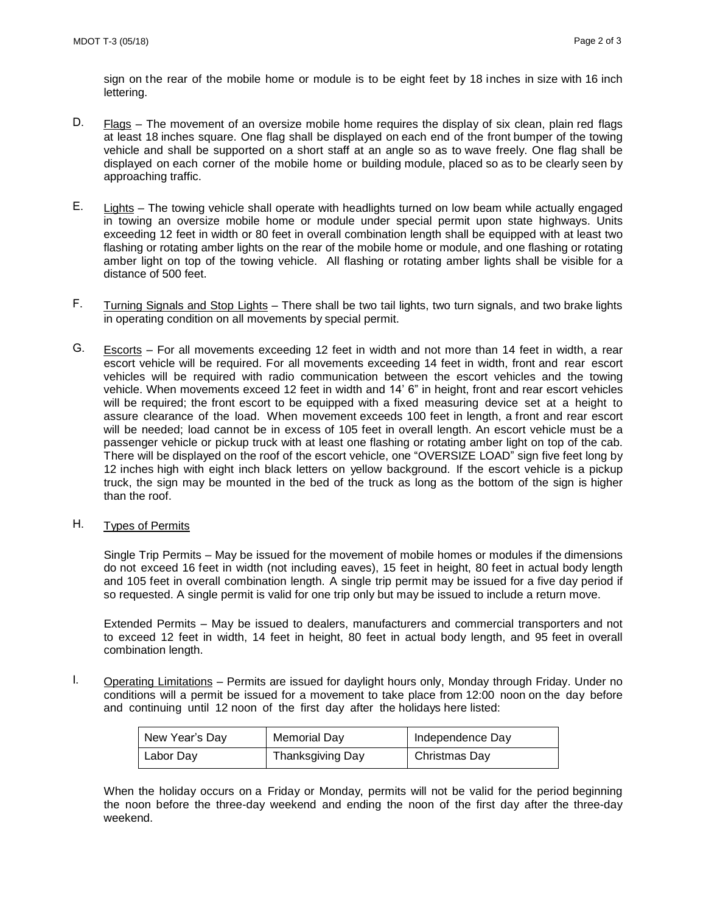sign on the rear of the mobile home or module is to be eight feet by 18 inches in size with 16 inch lettering.

D. Flags – The movement of an oversize mobile home requires the display of six clean, plain red flags at least 18 inches square. One flag shall be displayed on each end of the front bumper of the towing vehicle and shall be supported on a short staff at an angle so as to wave freely. One flag shall be displayed on each corner of the mobile home or building module, placed so as to be clearly seen by approaching traffic.

E. Lights – The towing vehicle shall operate with headlights turned on low beam while actually engaged in towing an oversize mobile home or module under special permit upon state highways. Units exceeding 12 feet in width or 80 feet in overall combination length shall be equipped with at least two flashing or rotating amber lights on the rear of the mobile home or module, and one flashing or rotating amber light on top of the towing vehicle. All flashing or rotating amber lights shall be visible for a distance of 500 feet.

F. Turning Signals and Stop Lights – There shall be two tail lights, two turn signals, and two brake lights in operating condition on all movements by special permit.

G. Escorts – For all movements exceeding 12 feet in width and not more than 14 feet in width, a rear escort vehicle will be required. For all movements exceeding 14 feet in width, front and rear escort vehicles will be required with radio communication between the escort vehicles and the towing vehicle. When movements exceed 12 feet in width and 14' 6" in height, front and rear escort vehicles will be required; the front escort to be equipped with a fixed measuring device set at a height to assure clearance of the load. When movement exceeds 100 feet in length, a front and rear escort will be needed; load cannot be in excess of 105 feet in overall length. An escort vehicle must be a passenger vehicle or pickup truck with at least one flashing or rotating amber light on top of the cab. There will be displayed on the roof of the escort vehicle, one "OVERSIZE LOAD" sign five feet long by 12 inches high with eight inch black letters on yellow background. If the escort vehicle is a pickup truck, the sign may be mounted in the bed of the truck as long as the bottom of the sign is higher than the roof.

H. Types of Permits

Single Trip Permits – May be issued for the movement of mobile homes or modules if the dimensions do not exceed 16 feet in width (not including eaves), 15 feet in height, 80 feet in actual body length and 105 feet in overall combination length. A single trip permit may be issued for a five day period if so requested. A single permit is valid for one trip only but may be issued to include a return move.

Extended Permits – May be issued to dealers, manufacturers and commercial transporters and not to exceed 12 feet in width, 14 feet in height, 80 feet in actual body length, and 95 feet in overall combination length.

I. Operating Limitations – Permits are issued for daylight hours only, Monday through Friday. Under no conditions will a permit be issued for a movement to take place from 12:00 noon on the day before and continuing until 12 noon of the first day after the holidays here listed:

| New Year's Day | Memorial Day | Independence Day |
|---|---|---|
| Labor Day | Thanksgiving Day | Christmas Day |

When the holiday occurs on a Friday or Monday, permits will not be valid for the period beginning the noon before the three-day weekend and ending the noon of the first day after the three-day weekend.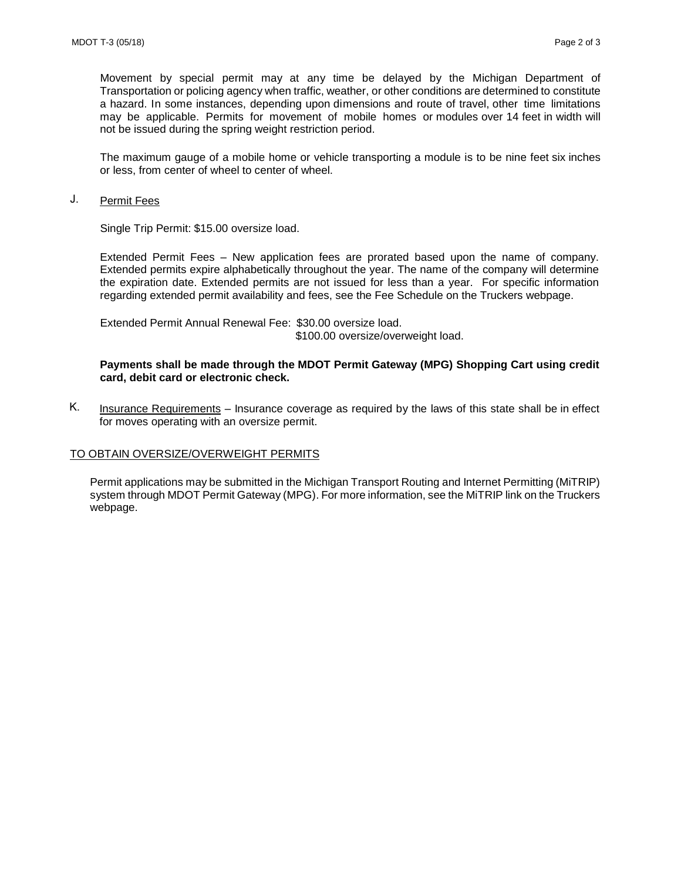Movement by special permit may at any time be delayed by the Michigan Department of Transportation or policing agency when traffic, weather, or other conditions are determined to constitute a hazard. In some instances, depending upon dimensions and route of travel, other time limitations may be applicable. Permits for movement of mobile homes or modules over 14 feet in width will not be issued during the spring weight restriction period.

The maximum gauge of a mobile home or vehicle transporting a module is to be nine feet six inches or less, from center of wheel to center of wheel.

J. Permit Fees

Single Trip Permit: $15.00 oversize load.

Extended Permit Fees – New application fees are prorated based upon the name of company. Extended permits expire alphabetically throughout the year. The name of the company will determine the expiration date. Extended permits are not issued for less than a year. For specific information regarding extended permit availability and fees, see the Fee Schedule on the Truckers webpage.

Extended Permit Annual Renewal Fee: $30.00 oversize load.
$100.00 oversize/overweight load.

**Payments shall be made through the MDOT Permit Gateway (MPG) Shopping Cart using credit card, debit card or electronic check.**

K. Insurance Requirements – Insurance coverage as required by the laws of this state shall be in effect for moves operating with an oversize permit.

## TO OBTAIN OVERSIZE/OVERWEIGHT PERMITS

Permit applications may be submitted in the Michigan Transport Routing and Internet Permitting (MiTRIP) system through MDOT Permit Gateway (MPG). For more information, see the MiTRIP link on the Truckers webpage.